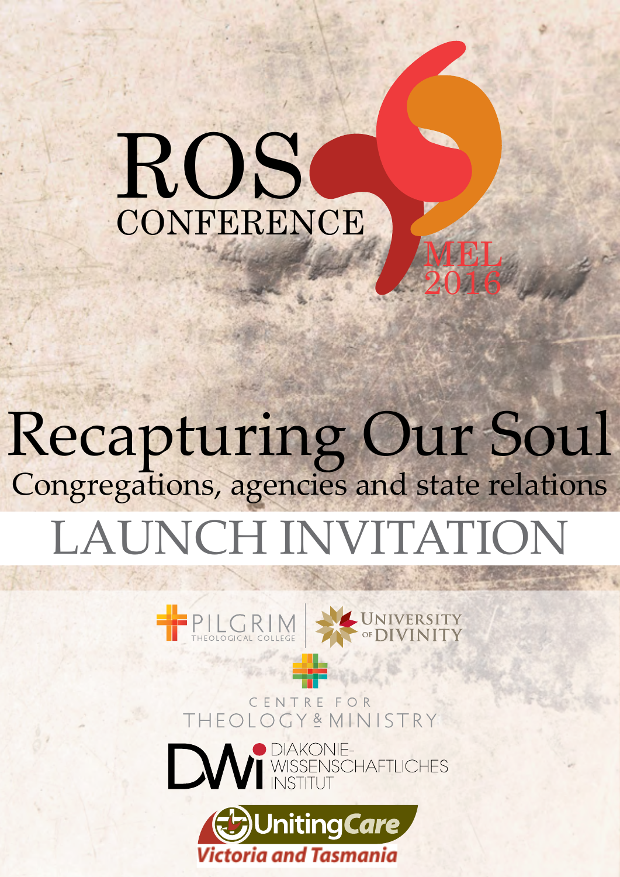# ROS CONFERENCE

MEL 2016

# Recapturing Our Soul

## Congregations, agencies and state relations

## LAUNCH INVITATION

PILGRIM THEOLOGICAL COLLEGE

UNIVERSITY OF DIVINITY

CENTRE FOR THEOLOGY & MINISTRY

DWI DIAKONIE-WISSENSCHAFTLICHES INSTITUT

UnitingCare Victoria and Tasmania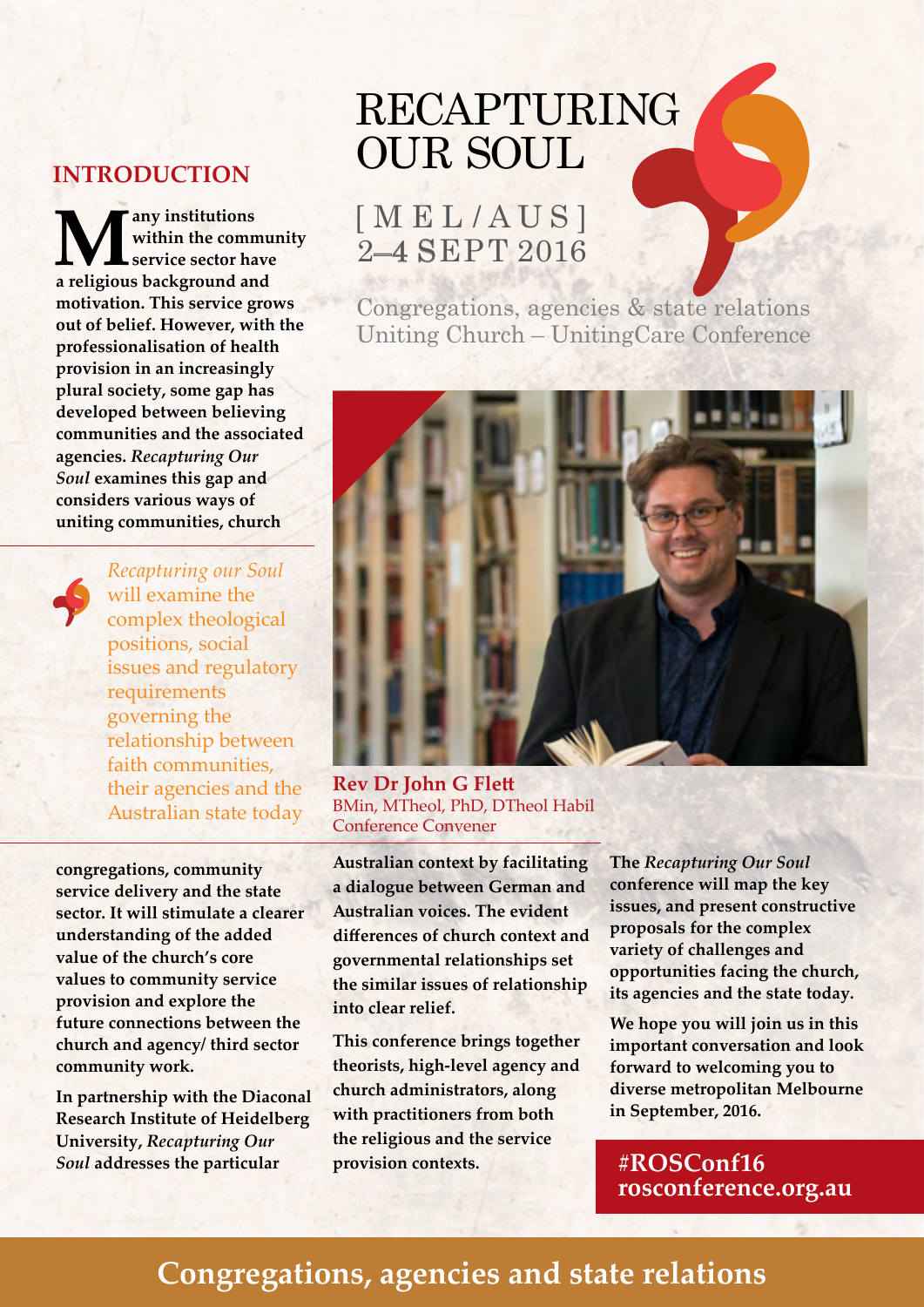# RECAPTURING OUR SOUL

[ M E L / A U S ]
2–4 SEPT 2016

Congregations, agencies & state relations
Uniting Church – UnitingCare Conference

## INTRODUCTION

**Many institutions within the community service sector have a religious background and motivation. This service grows out of belief. However, with the professionalisation of health provision in an increasingly plural society, some gap has developed between believing communities and the associated agencies. *Recapturing Our Soul* examines this gap and considers various ways of uniting communities, church congregations, community service delivery and the state sector. It will stimulate a clearer understanding of the added value of the church's core values to community service provision and explore the future connections between the church and agency/ third sector community work.**

**In partnership with the Diaconal Research Institute of Heidelberg University, *Recapturing Our Soul* addresses the particular Australian context by facilitating a dialogue between German and Australian voices. The evident differences of church context and governmental relationships set the similar issues of relationship into clear relief.**

**This conference brings together theorists, high-level agency and church administrators, along with practitioners from both the religious and the service provision contexts.**

**The *Recapturing Our Soul* conference will map the key issues, and present constructive proposals for the complex variety of challenges and opportunities facing the church, its agencies and the state today.**

**We hope you will join us in this important conversation and look forward to welcoming you to diverse metropolitan Melbourne in September, 2016.**

> *Recapturing our Soul* will examine the complex theological positions, social issues and regulatory requirements governing the relationship between faith communities, their agencies and the Australian state today

**Rev Dr John G Flett**
BMin, MTheol, PhD, DTheol Habil
Conference Convener

**#ROSConf16**
**rosconference.org.au**

## Congregations, agencies and state relations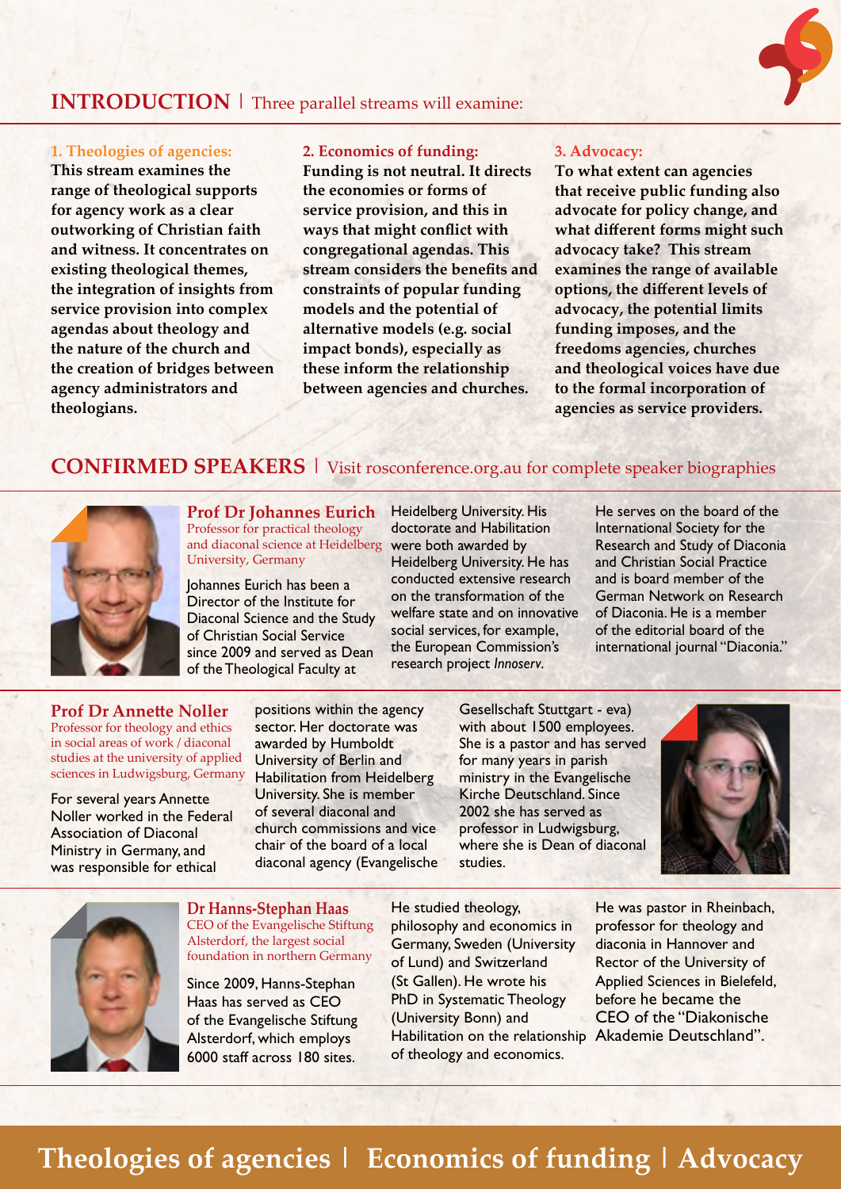## INTRODUCTION | Three parallel streams will examine:

### 1. Theologies of agencies:

**This stream examines the range of theological supports for agency work as a clear outworking of Christian faith and witness. It concentrates on existing theological themes, the integration of insights from service provision into complex agendas about theology and the nature of the church and the creation of bridges between agency administrators and theologians.**

### 2. Economics of funding:

**Funding is not neutral. It directs the economies or forms of service provision, and this in ways that might conflict with congregational agendas. This stream considers the benefits and constraints of popular funding models and the potential of alternative models (e.g. social impact bonds), especially as these inform the relationship between agencies and churches.**

### 3. Advocacy:

**To what extent can agencies that receive public funding also advocate for policy change, and what different forms might such advocacy take? This stream examines the range of available options, the different levels of advocacy, the potential limits funding imposes, and the freedoms agencies, churches and theological voices have due to the formal incorporation of agencies as service providers.**

## CONFIRMED SPEAKERS | Visit rosconference.org.au for complete speaker biographies

### Prof Dr Johannes Eurich

Professor for practical theology and diaconal science at Heidelberg University, Germany

Johannes Eurich has been a Director of the Institute for Diaconal Science and the Study of Christian Social Service since 2009 and served as Dean of the Theological Faculty at Heidelberg University. His doctorate and Habilitation were both awarded by Heidelberg University. He has conducted extensive research on the transformation of the welfare state and on innovative social services, for example, the European Commission's research project *Innoserv*. He serves on the board of the International Society for the Research and Study of Diaconia and Christian Social Practice and is board member of the German Network on Research of Diaconia. He is a member of the editorial board of the international journal "Diaconia."

### Prof Dr Annette Noller

Professor for theology and ethics in social areas of work / diaconal studies at the university of applied sciences in Ludwigsburg, Germany

For several years Annette Noller worked in the Federal Association of Diaconal Ministry in Germany, and was responsible for ethical positions within the agency sector. Her doctorate was awarded by Humboldt University of Berlin and Habilitation from Heidelberg University. She is member of several diaconal and church commissions and vice chair of the board of a local diaconal agency (Evangelische Gesellschaft Stuttgart - eva) with about 1500 employees. She is a pastor and has served for many years in parish ministry in the Evangelische Kirche Deutschland. Since 2002 she has served as professor in Ludwigsburg, where she is Dean of diaconal studies.

### Dr Hanns-Stephan Haas

CEO of the Evangelische Stiftung Alsterdorf, the largest social foundation in northern Germany

Since 2009, Hanns-Stephan Haas has served as CEO of the Evangelische Stiftung Alsterdorf, which employs 6000 staff across 180 sites. He studied theology, philosophy and economics in Germany, Sweden (University of Lund) and Switzerland (St Gallen). He wrote his PhD in Systematic Theology (University Bonn) and Habilitation on the relationship of theology and economics. He was pastor in Rheinbach, professor for theology and diaconia in Hannover and Rector of the University of Applied Sciences in Bielefeld, before he became the CEO of the "Diakonische Akademie Deutschland".

**Theologies of agencies | Economics of funding | Advocacy**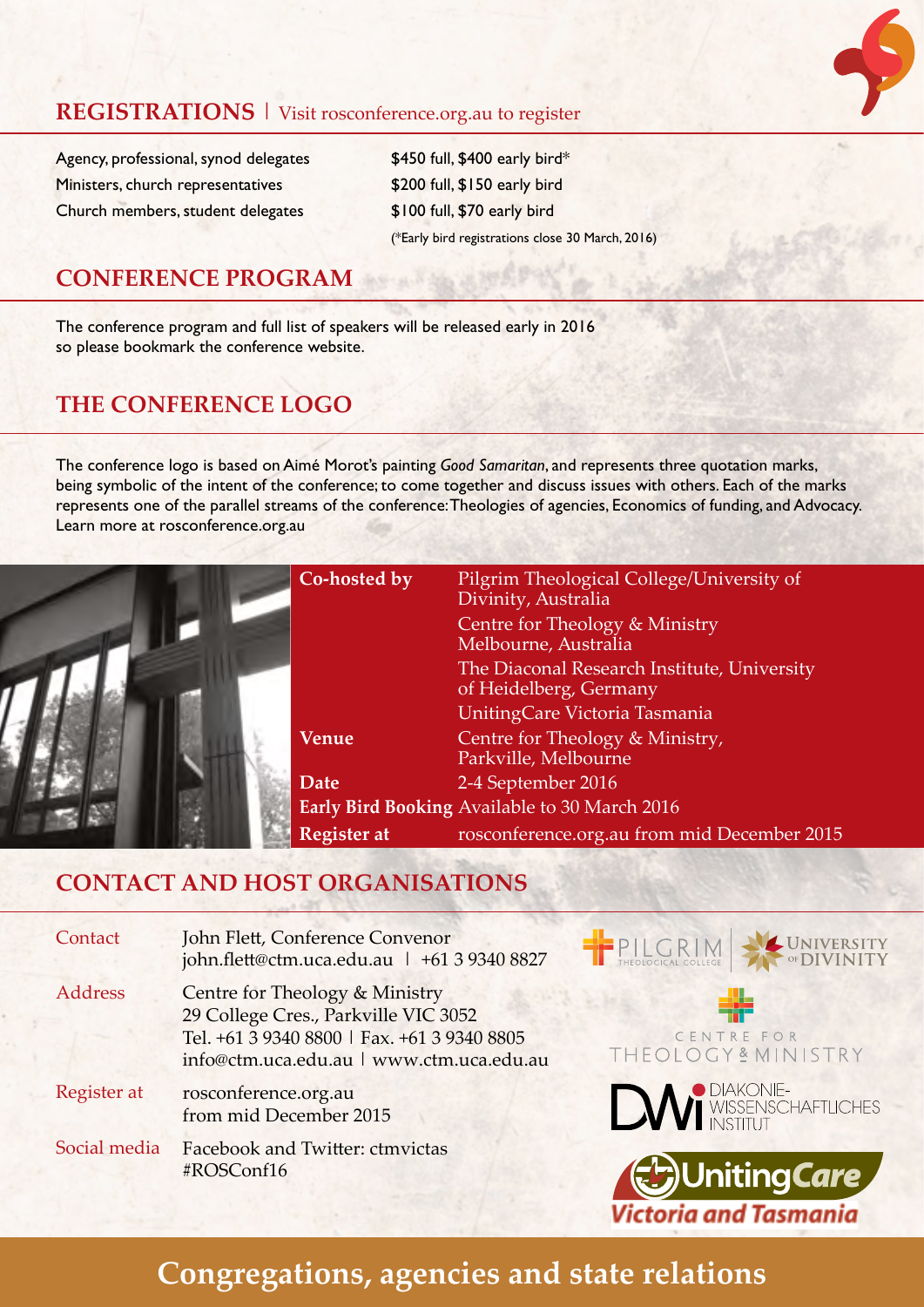## REGISTRATIONS | Visit rosconference.org.au to register

| | |
|---|---|
| Agency, professional, synod delegates | $450 full, $400 early bird* |
| Ministers, church representatives | $200 full, $150 early bird |
| Church members, student delegates | $100 full, $70 early bird |

(*Early bird registrations close 30 March, 2016)

## CONFERENCE PROGRAM

The conference program and full list of speakers will be released early in 2016 so please bookmark the conference website.

## THE CONFERENCE LOGO

The conference logo is based on Aimé Morot's painting *Good Samaritan*, and represents three quotation marks, being symbolic of the intent of the conference; to come together and discuss issues with others. Each of the marks represents one of the parallel streams of the conference: Theologies of agencies, Economics of funding, and Advocacy. Learn more at rosconference.org.au

| | |
|---|---|
| **Co-hosted by** | Pilgrim Theological College/University of Divinity, Australia |
| | Centre for Theology & Ministry Melbourne, Australia |
| | The Diaconal Research Institute, University of Heidelberg, Germany |
| | UnitingCare Victoria Tasmania |
| **Venue** | Centre for Theology & Ministry, Parkville, Melbourne |
| **Date** | 2-4 September 2016 |
| **Early Bird Booking** | Available to 30 March 2016 |
| **Register at** | rosconference.org.au from mid December 2015 |

## CONTACT AND HOST ORGANISATIONS

| | |
|---|---|
| Contact | John Flett, Conference Convenor<br>john.flett@ctm.uca.edu.au \| +61 3 9340 8827 |
| Address | Centre for Theology & Ministry<br>29 College Cres., Parkville VIC 3052<br>Tel. +61 3 9340 8800 \| Fax. +61 3 9340 8805<br>info@ctm.uca.edu.au \| www.ctm.uca.edu.au |
| Register at | rosconference.org.au<br>from mid December 2015 |
| Social media | Facebook and Twitter: ctmvictas<br>#ROSConf16 |

PILGRIM THEOLOGICAL COLLEGE | UNIVERSITY OF DIVINITY

CENTRE FOR THEOLOGY & MINISTRY

DWI DIAKONIE-WISSENSCHAFTLICHES INSTITUT

UnitingCare Victoria and Tasmania

**Congregations, agencies and state relations**